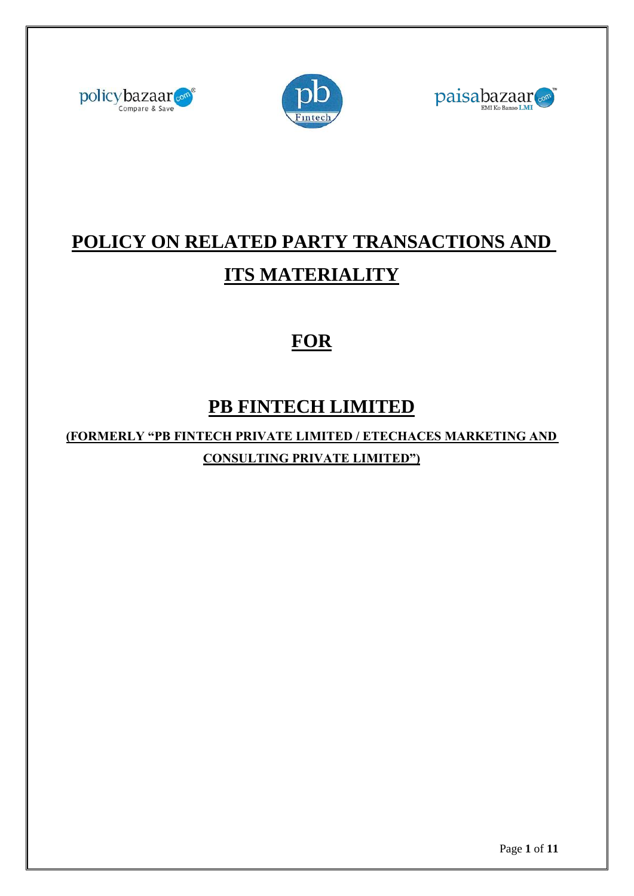# POLICY ON RELATED PARTY TRANSACTIONS AND ITS MATERIALITY

## FOR

# PB FINTECH LIMITED

**(FORMERLY "PB FINTECH PRIVATE LIMITED / ETECHACES MARKETING AND CONSULTING PRIVATE LIMITED")**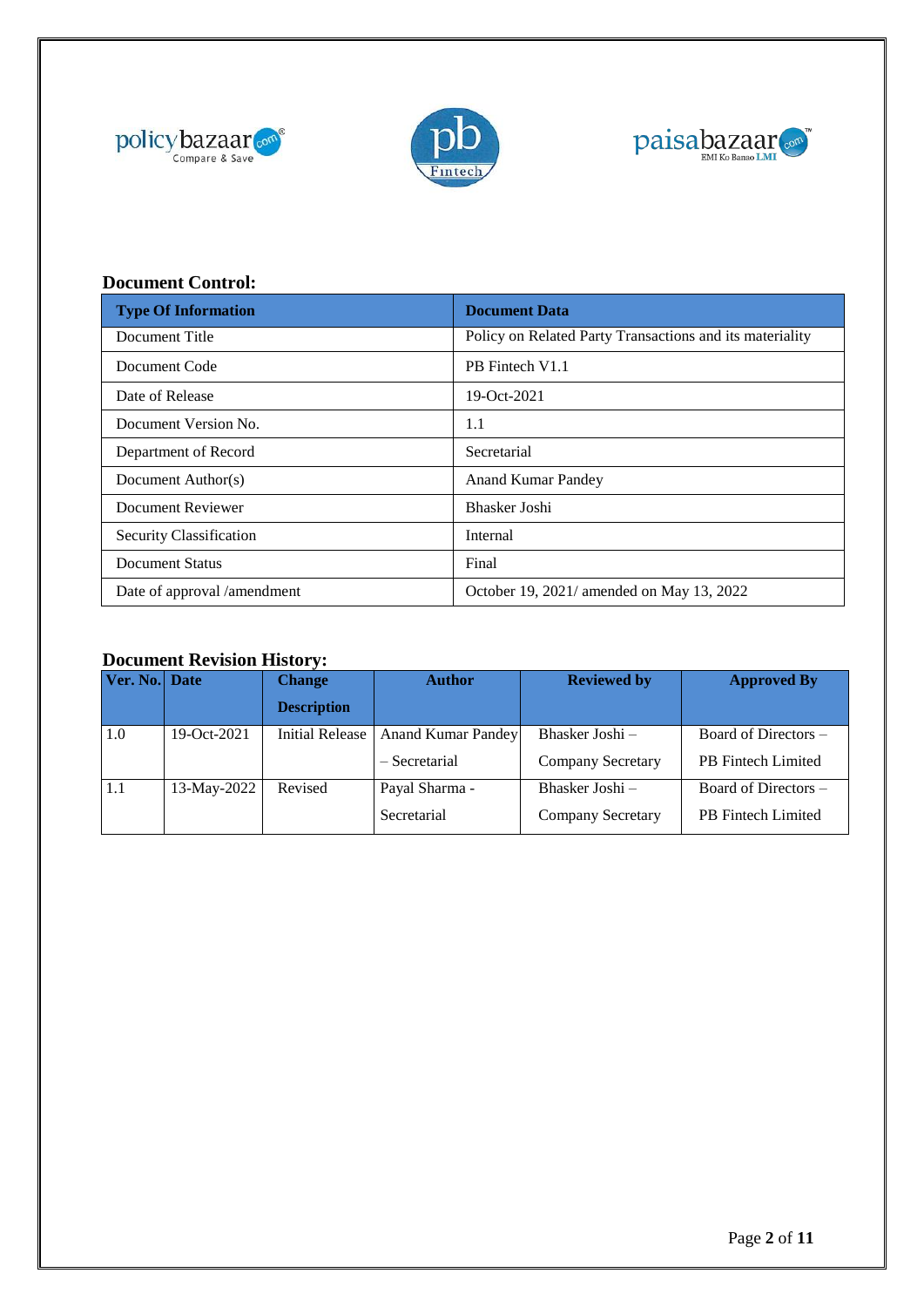**Document Control:**

| Type Of Information | Document Data |
|---|---|
| Document Title | Policy on Related Party Transactions and its materiality |
| Document Code | PB Fintech V1.1 |
| Date of Release | 19-Oct-2021 |
| Document Version No. | 1.1 |
| Department of Record | Secretarial |
| Document Author(s) | Anand Kumar Pandey |
| Document Reviewer | Bhasker Joshi |
| Security Classification | Internal |
| Document Status | Final |
| Date of approval /amendment | October 19, 2021/ amended on May 13, 2022 |

**Document Revision History:**

| Ver. No. | Date | Change Description | Author | Reviewed by | Approved By |
|---|---|---|---|---|---|
| 1.0 | 19-Oct-2021 | Initial Release | Anand Kumar Pandey – Secretarial | Bhasker Joshi – Company Secretary | Board of Directors – PB Fintech Limited |
| 1.1 | 13-May-2022 | Revised | Payal Sharma - Secretarial | Bhasker Joshi – Company Secretary | Board of Directors – PB Fintech Limited |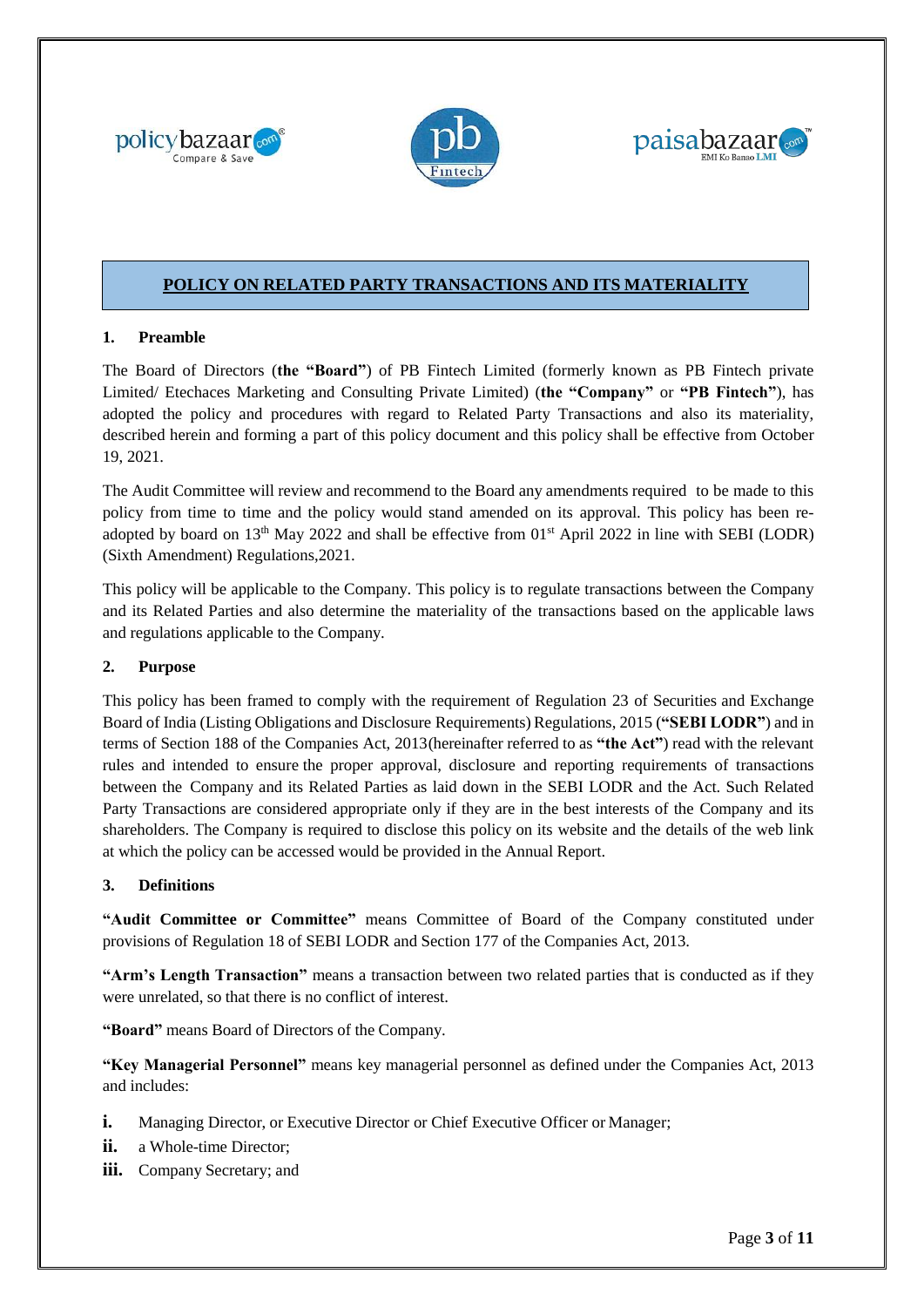# POLICY ON RELATED PARTY TRANSACTIONS AND ITS MATERIALITY

## 1. Preamble

The Board of Directors (**the "Board"**) of PB Fintech Limited (formerly known as PB Fintech private Limited/ Etechaces Marketing and Consulting Private Limited) (**the "Company"** or **"PB Fintech"**), has adopted the policy and procedures with regard to Related Party Transactions and also its materiality, described herein and forming a part of this policy document and this policy shall be effective from October 19, 2021.

The Audit Committee will review and recommend to the Board any amendments required to be made to this policy from time to time and the policy would stand amended on its approval. This policy has been re-adopted by board on 13th May 2022 and shall be effective from 01st April 2022 in line with SEBI (LODR) (Sixth Amendment) Regulations,2021.

This policy will be applicable to the Company. This policy is to regulate transactions between the Company and its Related Parties and also determine the materiality of the transactions based on the applicable laws and regulations applicable to the Company.

## 2. Purpose

This policy has been framed to comply with the requirement of Regulation 23 of Securities and Exchange Board of India (Listing Obligations and Disclosure Requirements) Regulations, 2015 (**"SEBI LODR"**) and in terms of Section 188 of the Companies Act, 2013(hereinafter referred to as **"the Act"**) read with the relevant rules and intended to ensure the proper approval, disclosure and reporting requirements of transactions between the Company and its Related Parties as laid down in the SEBI LODR and the Act. Such Related Party Transactions are considered appropriate only if they are in the best interests of the Company and its shareholders. The Company is required to disclose this policy on its website and the details of the web link at which the policy can be accessed would be provided in the Annual Report.

## 3. Definitions

**"Audit Committee or Committee"** means Committee of Board of the Company constituted under provisions of Regulation 18 of SEBI LODR and Section 177 of the Companies Act, 2013.

**"Arm's Length Transaction"** means a transaction between two related parties that is conducted as if they were unrelated, so that there is no conflict of interest.

**"Board"** means Board of Directors of the Company.

**"Key Managerial Personnel"** means key managerial personnel as defined under the Companies Act, 2013 and includes:

- **i.** Managing Director, or Executive Director or Chief Executive Officer or Manager;
- **ii.** a Whole-time Director;
- **iii.** Company Secretary; and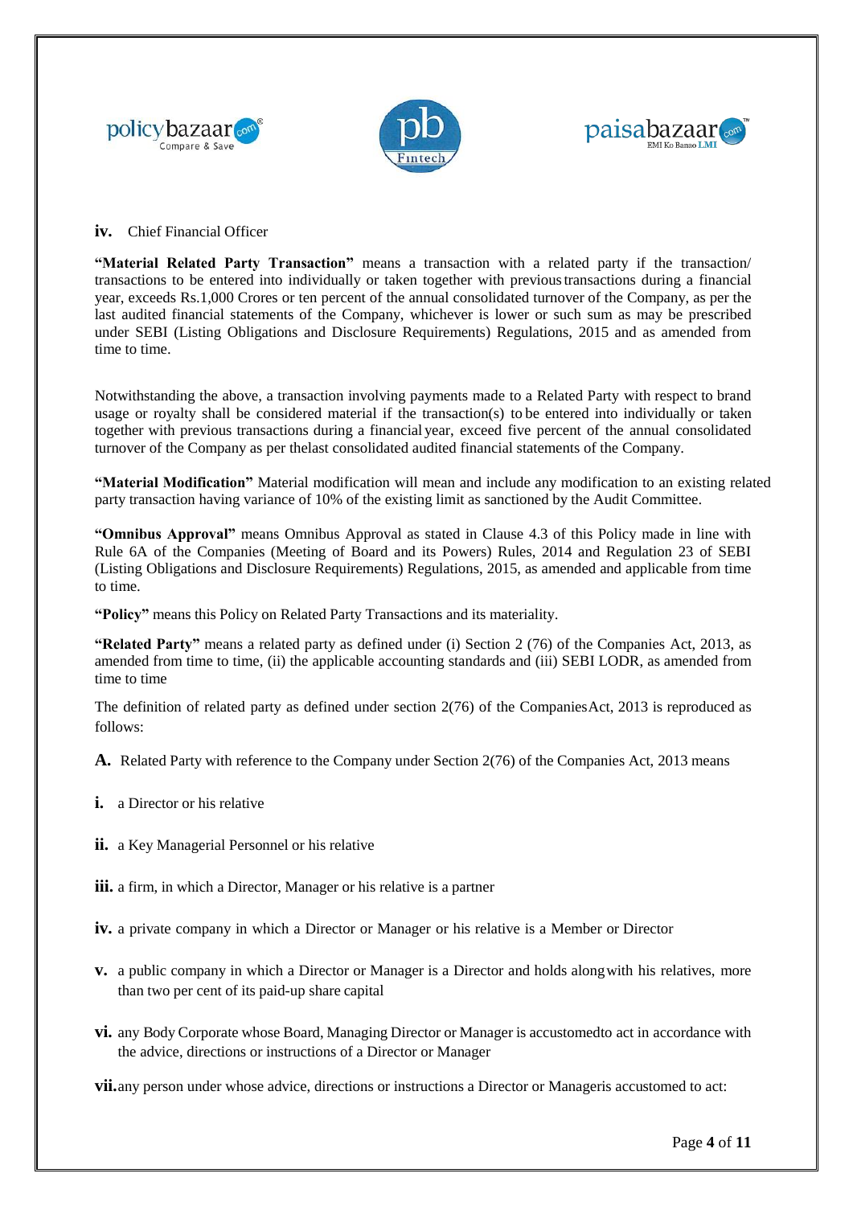**iv.** Chief Financial Officer

**"Material Related Party Transaction"** means a transaction with a related party if the transaction/ transactions to be entered into individually or taken together with previous transactions during a financial year, exceeds Rs.1,000 Crores or ten percent of the annual consolidated turnover of the Company, as per the last audited financial statements of the Company, whichever is lower or such sum as may be prescribed under SEBI (Listing Obligations and Disclosure Requirements) Regulations, 2015 and as amended from time to time.

Notwithstanding the above, a transaction involving payments made to a Related Party with respect to brand usage or royalty shall be considered material if the transaction(s) to be entered into individually or taken together with previous transactions during a financial year, exceed five percent of the annual consolidated turnover of the Company as per thelast consolidated audited financial statements of the Company.

**"Material Modification"** Material modification will mean and include any modification to an existing related party transaction having variance of 10% of the existing limit as sanctioned by the Audit Committee.

**"Omnibus Approval"** means Omnibus Approval as stated in Clause 4.3 of this Policy made in line with Rule 6A of the Companies (Meeting of Board and its Powers) Rules, 2014 and Regulation 23 of SEBI (Listing Obligations and Disclosure Requirements) Regulations, 2015, as amended and applicable from time to time.

**"Policy"** means this Policy on Related Party Transactions and its materiality.

**"Related Party"** means a related party as defined under (i) Section 2 (76) of the Companies Act, 2013, as amended from time to time, (ii) the applicable accounting standards and (iii) SEBI LODR, as amended from time to time

The definition of related party as defined under section 2(76) of the CompaniesAct, 2013 is reproduced as follows:

**A.** Related Party with reference to the Company under Section 2(76) of the Companies Act, 2013 means

**i.** a Director or his relative

**ii.** a Key Managerial Personnel or his relative

**iii.** a firm, in which a Director, Manager or his relative is a partner

**iv.** a private company in which a Director or Manager or his relative is a Member or Director

**v.** a public company in which a Director or Manager is a Director and holds alongwith his relatives, more than two per cent of its paid-up share capital

**vi.** any Body Corporate whose Board, Managing Director or Manager is accustomedto act in accordance with the advice, directions or instructions of a Director or Manager

**vii.** any person under whose advice, directions or instructions a Director or Manageris accustomed to act: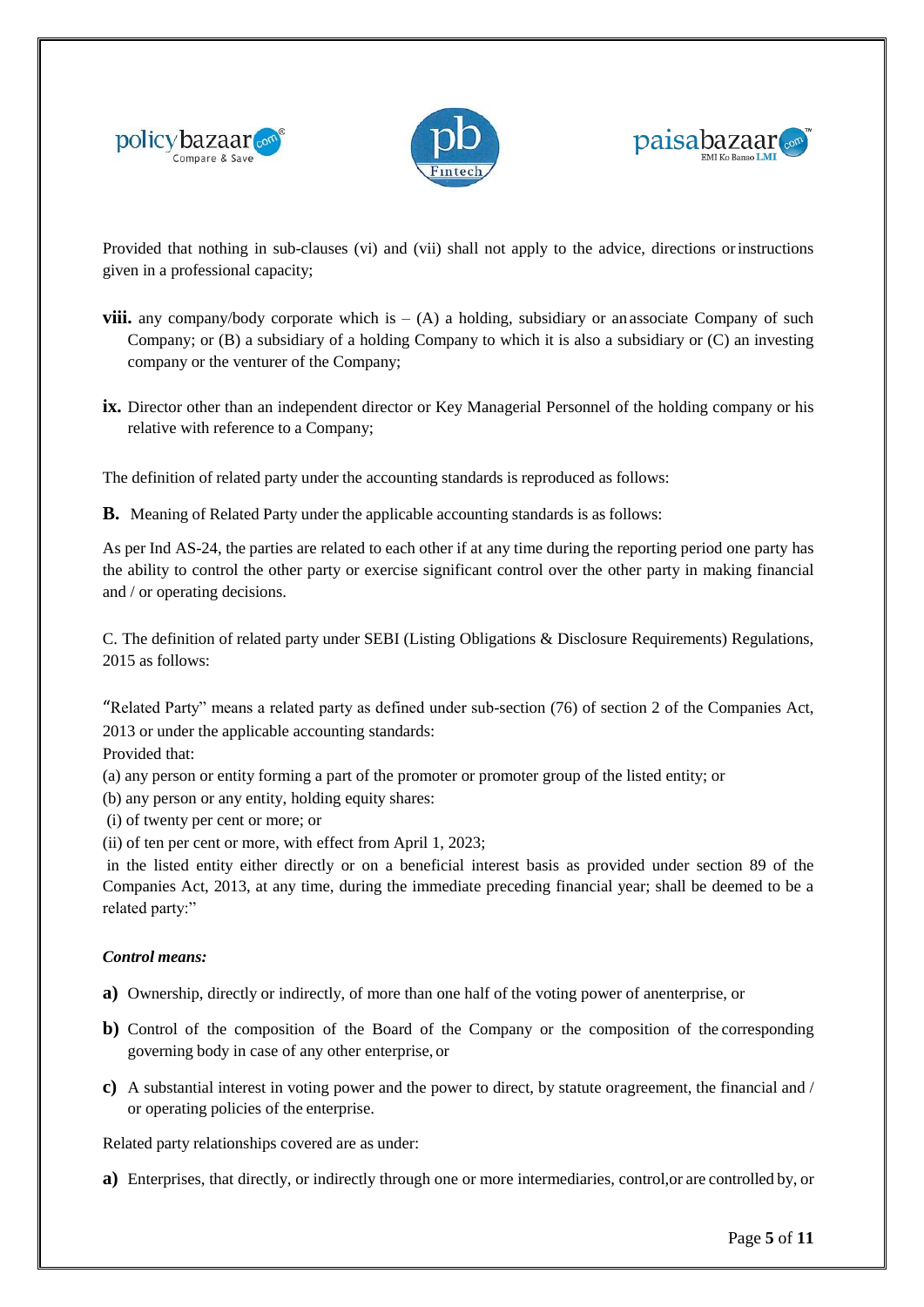Provided that nothing in sub-clauses (vi) and (vii) shall not apply to the advice, directions or instructions given in a professional capacity;

**viii.** any company/body corporate which is – (A) a holding, subsidiary or an associate Company of such Company; or (B) a subsidiary of a holding Company to which it is also a subsidiary or (C) an investing company or the venturer of the Company;

**ix.** Director other than an independent director or Key Managerial Personnel of the holding company or his relative with reference to a Company;

The definition of related party under the accounting standards is reproduced as follows:

**B.** Meaning of Related Party under the applicable accounting standards is as follows:

As per Ind AS-24, the parties are related to each other if at any time during the reporting period one party has the ability to control the other party or exercise significant control over the other party in making financial and / or operating decisions.

C. The definition of related party under SEBI (Listing Obligations & Disclosure Requirements) Regulations, 2015 as follows:

"Related Party" means a related party as defined under sub-section (76) of section 2 of the Companies Act, 2013 or under the applicable accounting standards:
Provided that:
(a) any person or entity forming a part of the promoter or promoter group of the listed entity; or
(b) any person or any entity, holding equity shares:
(i) of twenty per cent or more; or
(ii) of ten per cent or more, with effect from April 1, 2023;
in the listed entity either directly or on a beneficial interest basis as provided under section 89 of the Companies Act, 2013, at any time, during the immediate preceding financial year; shall be deemed to be a related party:"

***Control means:***

**a)** Ownership, directly or indirectly, of more than one half of the voting power of an enterprise, or

**b)** Control of the composition of the Board of the Company or the composition of the corresponding governing body in case of any other enterprise, or

**c)** A substantial interest in voting power and the power to direct, by statute or agreement, the financial and / or operating policies of the enterprise.

Related party relationships covered are as under:

**a)** Enterprises, that directly, or indirectly through one or more intermediaries, control, or are controlled by, or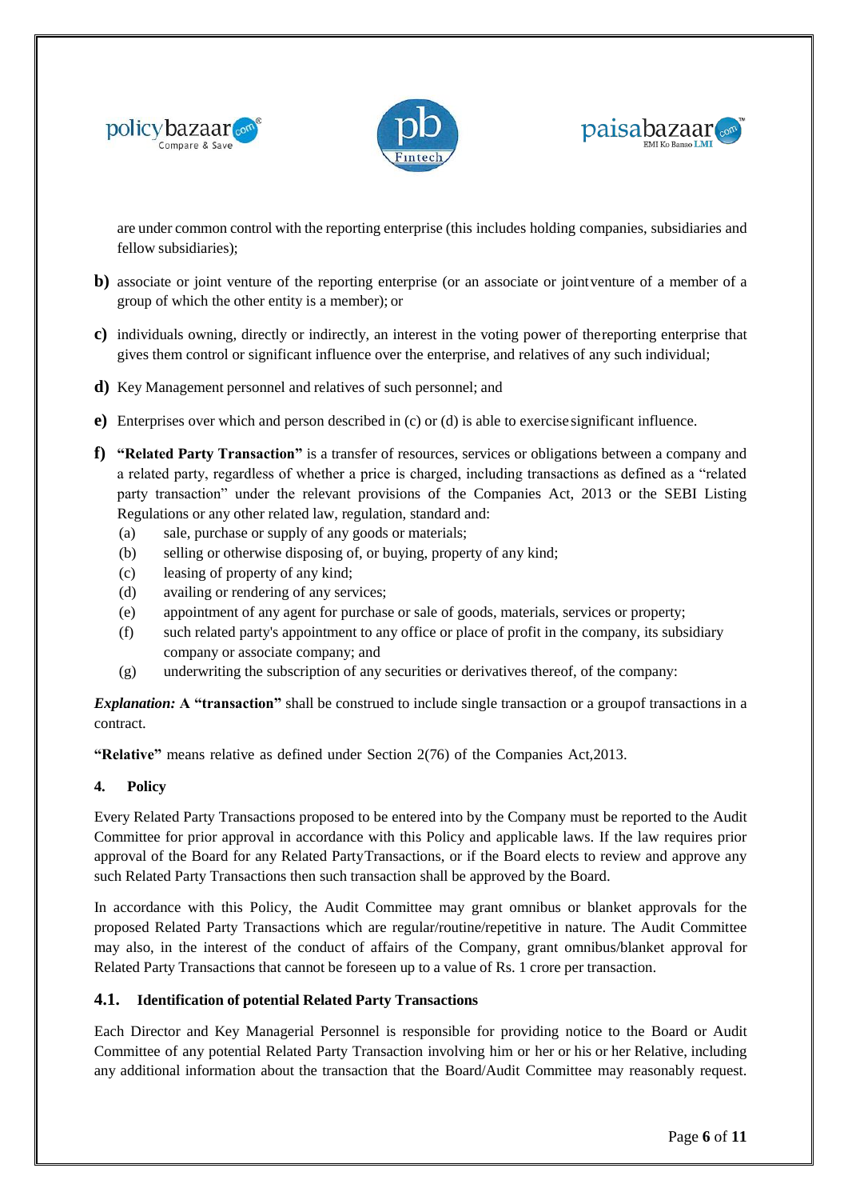are under common control with the reporting enterprise (this includes holding companies, subsidiaries and fellow subsidiaries);

**b)** associate or joint venture of the reporting enterprise (or an associate or jointventure of a member of a group of which the other entity is a member); or

**c)** individuals owning, directly or indirectly, an interest in the voting power of thereporting enterprise that gives them control or significant influence over the enterprise, and relatives of any such individual;

**d)** Key Management personnel and relatives of such personnel; and

**e)** Enterprises over which and person described in (c) or (d) is able to exercise significant influence.

**f)** **"Related Party Transaction"** is a transfer of resources, services or obligations between a company and a related party, regardless of whether a price is charged, including transactions as defined as a "related party transaction" under the relevant provisions of the Companies Act, 2013 or the SEBI Listing Regulations or any other related law, regulation, standard and:

- (a) sale, purchase or supply of any goods or materials;
- (b) selling or otherwise disposing of, or buying, property of any kind;
- (c) leasing of property of any kind;
- (d) availing or rendering of any services;
- (e) appointment of any agent for purchase or sale of goods, materials, services or property;
- (f) such related party's appointment to any office or place of profit in the company, its subsidiary company or associate company; and
- (g) underwriting the subscription of any securities or derivatives thereof, of the company:

***Explanation:*** **A "transaction"** shall be construed to include single transaction or a groupof transactions in a contract.

**"Relative"** means relative as defined under Section 2(76) of the Companies Act,2013.

## 4. Policy

Every Related Party Transactions proposed to be entered into by the Company must be reported to the Audit Committee for prior approval in accordance with this Policy and applicable laws. If the law requires prior approval of the Board for any Related PartyTransactions, or if the Board elects to review and approve any such Related Party Transactions then such transaction shall be approved by the Board.

In accordance with this Policy, the Audit Committee may grant omnibus or blanket approvals for the proposed Related Party Transactions which are regular/routine/repetitive in nature. The Audit Committee may also, in the interest of the conduct of affairs of the Company, grant omnibus/blanket approval for Related Party Transactions that cannot be foreseen up to a value of Rs. 1 crore per transaction.

### 4.1. Identification of potential Related Party Transactions

Each Director and Key Managerial Personnel is responsible for providing notice to the Board or Audit Committee of any potential Related Party Transaction involving him or her or his or her Relative, including any additional information about the transaction that the Board/Audit Committee may reasonably request.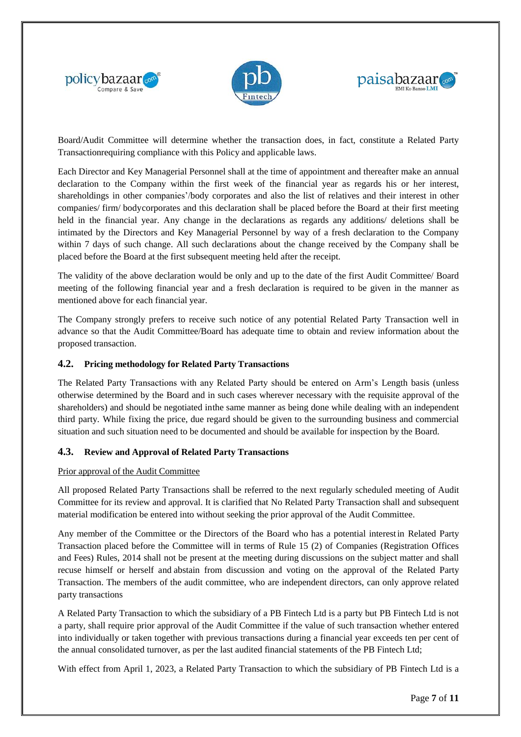Board/Audit Committee will determine whether the transaction does, in fact, constitute a Related Party Transactionrequiring compliance with this Policy and applicable laws.

Each Director and Key Managerial Personnel shall at the time of appointment and thereafter make an annual declaration to the Company within the first week of the financial year as regards his or her interest, shareholdings in other companies'/body corporates and also the list of relatives and their interest in other companies/ firm/ bodycorporates and this declaration shall be placed before the Board at their first meeting held in the financial year. Any change in the declarations as regards any additions/ deletions shall be intimated by the Directors and Key Managerial Personnel by way of a fresh declaration to the Company within 7 days of such change. All such declarations about the change received by the Company shall be placed before the Board at the first subsequent meeting held after the receipt.

The validity of the above declaration would be only and up to the date of the first Audit Committee/ Board meeting of the following financial year and a fresh declaration is required to be given in the manner as mentioned above for each financial year.

The Company strongly prefers to receive such notice of any potential Related Party Transaction well in advance so that the Audit Committee/Board has adequate time to obtain and review information about the proposed transaction.

### 4.2. Pricing methodology for Related Party Transactions

The Related Party Transactions with any Related Party should be entered on Arm's Length basis (unless otherwise determined by the Board and in such cases wherever necessary with the requisite approval of the shareholders) and should be negotiated inthe same manner as being done while dealing with an independent third party. While fixing the price, due regard should be given to the surrounding business and commercial situation and such situation need to be documented and should be available for inspection by the Board.

### 4.3. Review and Approval of Related Party Transactions

Prior approval of the Audit Committee

All proposed Related Party Transactions shall be referred to the next regularly scheduled meeting of Audit Committee for its review and approval. It is clarified that No Related Party Transaction shall and subsequent material modification be entered into without seeking the prior approval of the Audit Committee.

Any member of the Committee or the Directors of the Board who has a potential interest in Related Party Transaction placed before the Committee will in terms of Rule 15 (2) of Companies (Registration Offices and Fees) Rules, 2014 shall not be present at the meeting during discussions on the subject matter and shall recuse himself or herself and abstain from discussion and voting on the approval of the Related Party Transaction. The members of the audit committee, who are independent directors, can only approve related party transactions

A Related Party Transaction to which the subsidiary of a PB Fintech Ltd is a party but PB Fintech Ltd is not a party, shall require prior approval of the Audit Committee if the value of such transaction whether entered into individually or taken together with previous transactions during a financial year exceeds ten per cent of the annual consolidated turnover, as per the last audited financial statements of the PB Fintech Ltd;

With effect from April 1, 2023, a Related Party Transaction to which the subsidiary of PB Fintech Ltd is a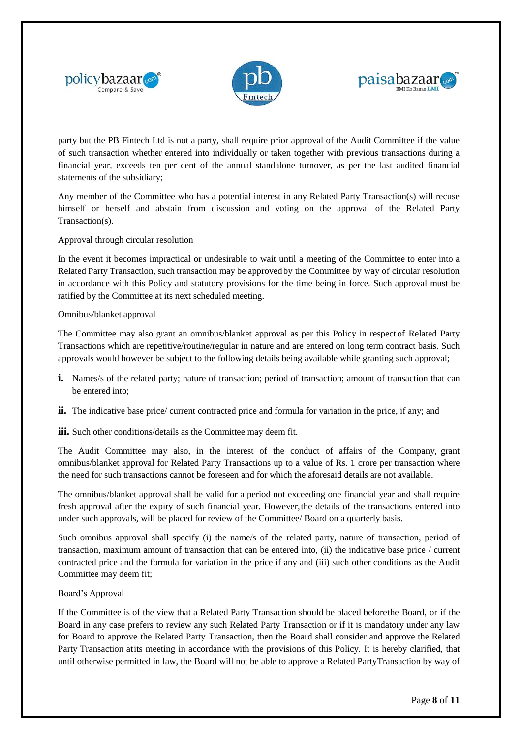party but the PB Fintech Ltd is not a party, shall require prior approval of the Audit Committee if the value of such transaction whether entered into individually or taken together with previous transactions during a financial year, exceeds ten per cent of the annual standalone turnover, as per the last audited financial statements of the subsidiary;

Any member of the Committee who has a potential interest in any Related Party Transaction(s) will recuse himself or herself and abstain from discussion and voting on the approval of the Related Party Transaction(s).

<u>Approval through circular resolution</u>

In the event it becomes impractical or undesirable to wait until a meeting of the Committee to enter into a Related Party Transaction, such transaction may be approved by the Committee by way of circular resolution in accordance with this Policy and statutory provisions for the time being in force. Such approval must be ratified by the Committee at its next scheduled meeting.

<u>Omnibus/blanket approval</u>

The Committee may also grant an omnibus/blanket approval as per this Policy in respect of Related Party Transactions which are repetitive/routine/regular in nature and are entered on long term contract basis. Such approvals would however be subject to the following details being available while granting such approval;

**i.** Names/s of the related party; nature of transaction; period of transaction; amount of transaction that can be entered into;

**ii.** The indicative base price/ current contracted price and formula for variation in the price, if any; and

**iii.** Such other conditions/details as the Committee may deem fit.

The Audit Committee may also, in the interest of the conduct of affairs of the Company, grant omnibus/blanket approval for Related Party Transactions up to a value of Rs. 1 crore per transaction where the need for such transactions cannot be foreseen and for which the aforesaid details are not available.

The omnibus/blanket approval shall be valid for a period not exceeding one financial year and shall require fresh approval after the expiry of such financial year. However, the details of the transactions entered into under such approvals, will be placed for review of the Committee/ Board on a quarterly basis.

Such omnibus approval shall specify (i) the name/s of the related party, nature of transaction, period of transaction, maximum amount of transaction that can be entered into, (ii) the indicative base price / current contracted price and the formula for variation in the price if any and (iii) such other conditions as the Audit Committee may deem fit;

<u>Board's Approval</u>

If the Committee is of the view that a Related Party Transaction should be placed before the Board, or if the Board in any case prefers to review any such Related Party Transaction or if it is mandatory under any law for Board to approve the Related Party Transaction, then the Board shall consider and approve the Related Party Transaction at its meeting in accordance with the provisions of this Policy. It is hereby clarified, that until otherwise permitted in law, the Board will not be able to approve a Related Party Transaction by way of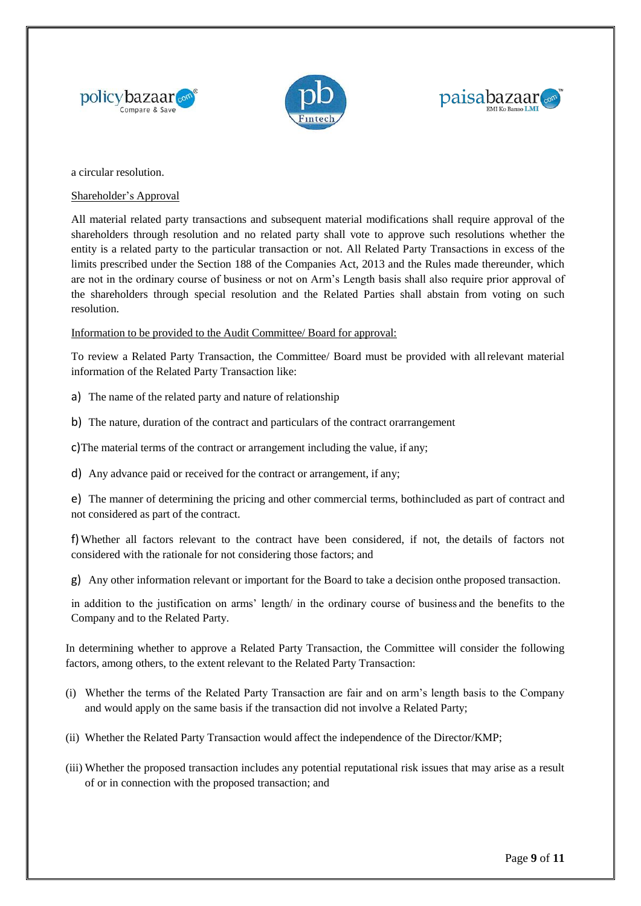a circular resolution.

Shareholder's Approval

All material related party transactions and subsequent material modifications shall require approval of the shareholders through resolution and no related party shall vote to approve such resolutions whether the entity is a related party to the particular transaction or not. All Related Party Transactions in excess of the limits prescribed under the Section 188 of the Companies Act, 2013 and the Rules made thereunder, which are not in the ordinary course of business or not on Arm's Length basis shall also require prior approval of the shareholders through special resolution and the Related Parties shall abstain from voting on such resolution.

Information to be provided to the Audit Committee/ Board for approval:

To review a Related Party Transaction, the Committee/ Board must be provided with allrelevant material information of the Related Party Transaction like:

a) The name of the related party and nature of relationship

b) The nature, duration of the contract and particulars of the contract orarrangement

c)The material terms of the contract or arrangement including the value, if any;

d) Any advance paid or received for the contract or arrangement, if any;

e) The manner of determining the pricing and other commercial terms, bothincluded as part of contract and not considered as part of the contract.

f) Whether all factors relevant to the contract have been considered, if not, the details of factors not considered with the rationale for not considering those factors; and

g) Any other information relevant or important for the Board to take a decision onthe proposed transaction.

in addition to the justification on arms' length/ in the ordinary course of business and the benefits to the Company and to the Related Party.

In determining whether to approve a Related Party Transaction, the Committee will consider the following factors, among others, to the extent relevant to the Related Party Transaction:

(i) Whether the terms of the Related Party Transaction are fair and on arm's length basis to the Company and would apply on the same basis if the transaction did not involve a Related Party;

(ii) Whether the Related Party Transaction would affect the independence of the Director/KMP;

(iii) Whether the proposed transaction includes any potential reputational risk issues that may arise as a result of or in connection with the proposed transaction; and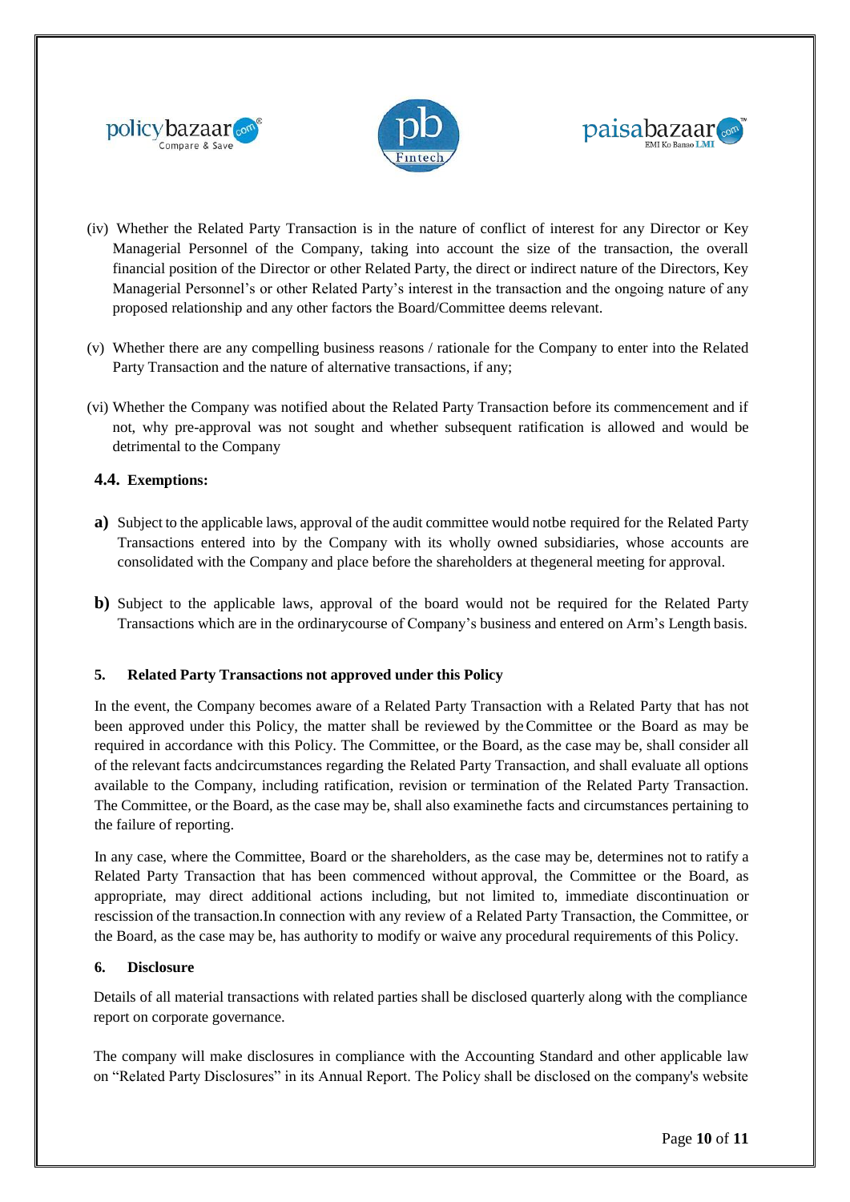(iv) Whether the Related Party Transaction is in the nature of conflict of interest for any Director or Key Managerial Personnel of the Company, taking into account the size of the transaction, the overall financial position of the Director or other Related Party, the direct or indirect nature of the Directors, Key Managerial Personnel's or other Related Party's interest in the transaction and the ongoing nature of any proposed relationship and any other factors the Board/Committee deems relevant.

(v) Whether there are any compelling business reasons / rationale for the Company to enter into the Related Party Transaction and the nature of alternative transactions, if any;

(vi) Whether the Company was notified about the Related Party Transaction before its commencement and if not, why pre-approval was not sought and whether subsequent ratification is allowed and would be detrimental to the Company

### 4.4. Exemptions:

**a)** Subject to the applicable laws, approval of the audit committee would notbe required for the Related Party Transactions entered into by the Company with its wholly owned subsidiaries, whose accounts are consolidated with the Company and place before the shareholders at thegeneral meeting for approval.

**b)** Subject to the applicable laws, approval of the board would not be required for the Related Party Transactions which are in the ordinarycourse of Company's business and entered on Arm's Length basis.

## 5. Related Party Transactions not approved under this Policy

In the event, the Company becomes aware of a Related Party Transaction with a Related Party that has not been approved under this Policy, the matter shall be reviewed by the Committee or the Board as may be required in accordance with this Policy. The Committee, or the Board, as the case may be, shall consider all of the relevant facts andcircumstances regarding the Related Party Transaction, and shall evaluate all options available to the Company, including ratification, revision or termination of the Related Party Transaction. The Committee, or the Board, as the case may be, shall also examinethe facts and circumstances pertaining to the failure of reporting.

In any case, where the Committee, Board or the shareholders, as the case may be, determines not to ratify a Related Party Transaction that has been commenced without approval, the Committee or the Board, as appropriate, may direct additional actions including, but not limited to, immediate discontinuation or rescission of the transaction.In connection with any review of a Related Party Transaction, the Committee, or the Board, as the case may be, has authority to modify or waive any procedural requirements of this Policy.

## 6. Disclosure

Details of all material transactions with related parties shall be disclosed quarterly along with the compliance report on corporate governance.

The company will make disclosures in compliance with the Accounting Standard and other applicable law on "Related Party Disclosures" in its Annual Report. The Policy shall be disclosed on the company's website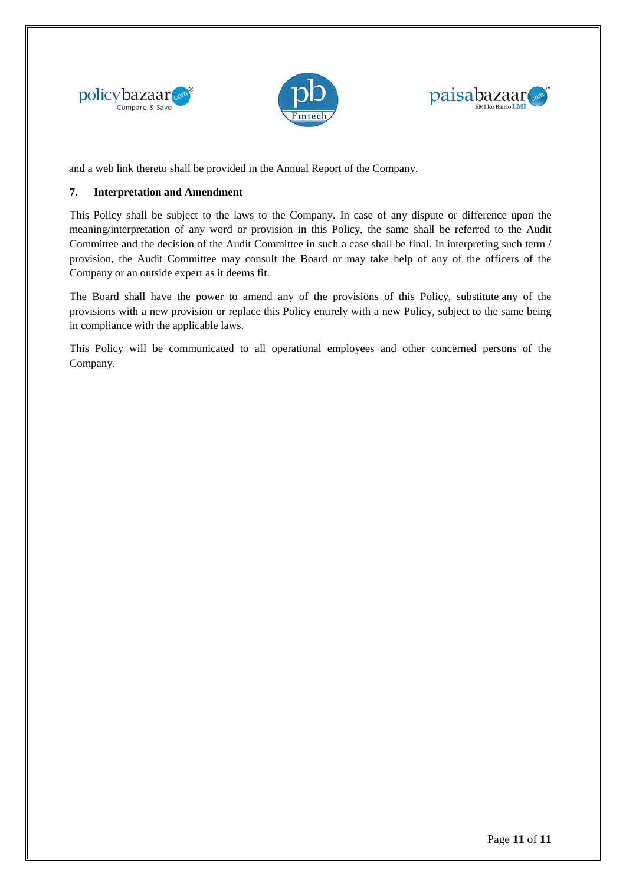and a web link thereto shall be provided in the Annual Report of the Company.

## 7. Interpretation and Amendment

This Policy shall be subject to the laws to the Company. In case of any dispute or difference upon the meaning/interpretation of any word or provision in this Policy, the same shall be referred to the Audit Committee and the decision of the Audit Committee in such a case shall be final. In interpreting such term / provision, the Audit Committee may consult the Board or may take help of any of the officers of the Company or an outside expert as it deems fit.

The Board shall have the power to amend any of the provisions of this Policy, substitute any of the provisions with a new provision or replace this Policy entirely with a new Policy, subject to the same being in compliance with the applicable laws.

This Policy will be communicated to all operational employees and other concerned persons of the Company.